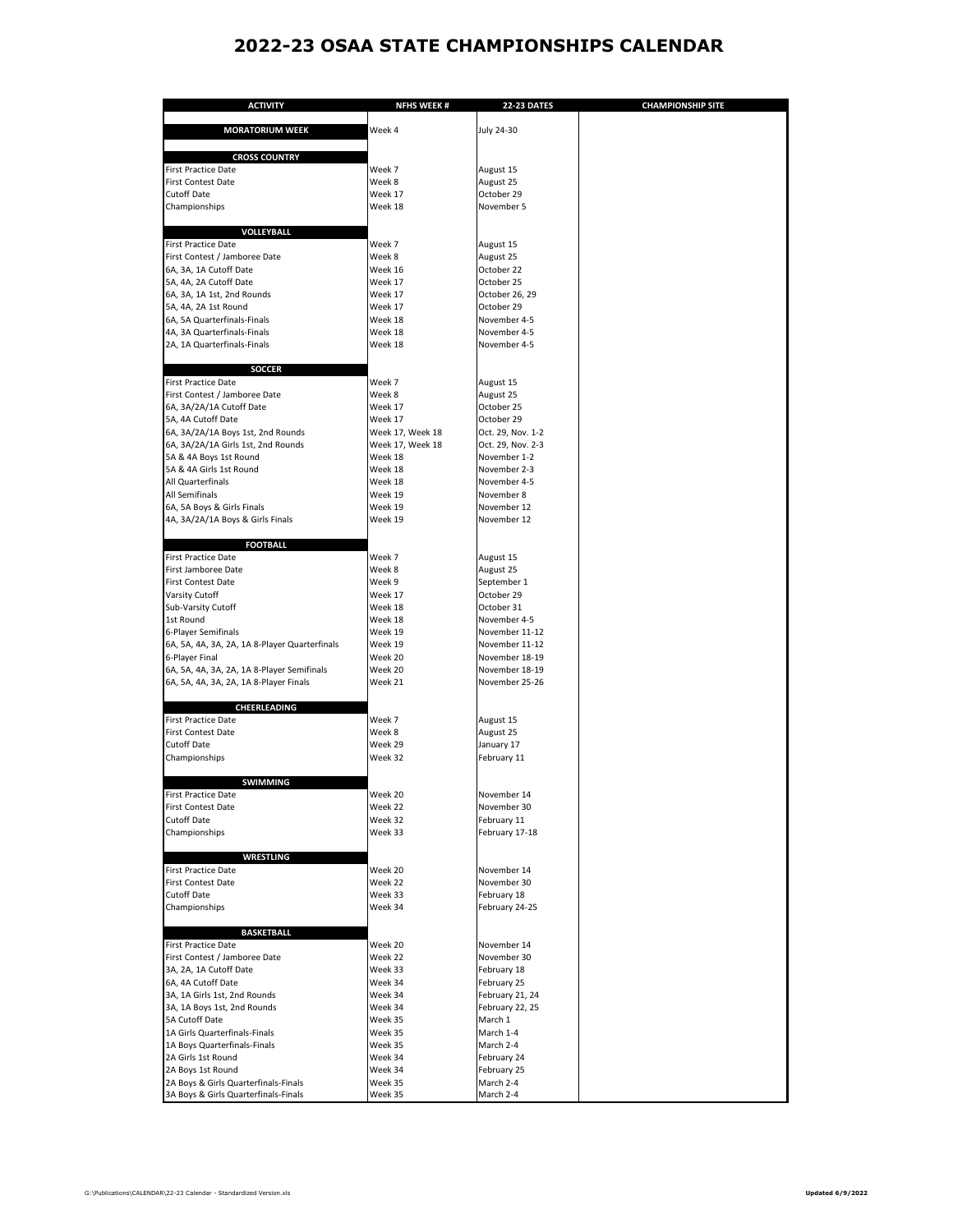# 2022-23 OSAA STATE CHAMPIONSHIPS CALENDAR

| ACTIVITY | NFHS WEEK # | 22-23 DATES | CHAMPIONSHIP SITE |
|---|---|---|---|
| **MORATORIUM WEEK** | Week 4 | July 24-30 | |
| **CROSS COUNTRY** | | | |
| First Practice Date | Week 7 | August 15 | |
| First Contest Date | Week 8 | August 25 | |
| Cutoff Date | Week 17 | October 29 | |
| Championships | Week 18 | November 5 | |
| **VOLLEYBALL** | | | |
| First Practice Date | Week 7 | August 15 | |
| First Contest / Jamboree Date | Week 8 | August 25 | |
| 6A, 3A, 1A Cutoff Date | Week 16 | October 22 | |
| 5A, 4A, 2A Cutoff Date | Week 17 | October 25 | |
| 6A, 3A, 1A 1st, 2nd Rounds | Week 17 | October 26, 29 | |
| 5A, 4A, 2A 1st Round | Week 17 | October 29 | |
| 6A, 5A Quarterfinals-Finals | Week 18 | November 4-5 | |
| 4A, 3A Quarterfinals-Finals | Week 18 | November 4-5 | |
| 2A, 1A Quarterfinals-Finals | Week 18 | November 4-5 | |
| **SOCCER** | | | |
| First Practice Date | Week 7 | August 15 | |
| First Contest / Jamboree Date | Week 8 | August 25 | |
| 6A, 3A/2A/1A Cutoff Date | Week 17 | October 25 | |
| 5A, 4A Cutoff Date | Week 17 | October 29 | |
| 6A, 3A/2A/1A Boys 1st, 2nd Rounds | Week 17, Week 18 | Oct. 29, Nov. 1-2 | |
| 6A, 3A/2A/1A Girls 1st, 2nd Rounds | Week 17, Week 18 | Oct. 29, Nov. 2-3 | |
| 5A & 4A Boys 1st Round | Week 18 | November 1-2 | |
| 5A & 4A Girls 1st Round | Week 18 | November 2-3 | |
| All Quarterfinals | Week 18 | November 4-5 | |
| All Semifinals | Week 19 | November 8 | |
| 6A, 5A Boys & Girls Finals | Week 19 | November 12 | |
| 4A, 3A/2A/1A Boys & Girls Finals | Week 19 | November 12 | |
| **FOOTBALL** | | | |
| First Practice Date | Week 7 | August 15 | |
| First Jamboree Date | Week 8 | August 25 | |
| First Contest Date | Week 9 | September 1 | |
| Varsity Cutoff | Week 17 | October 29 | |
| Sub-Varsity Cutoff | Week 18 | October 31 | |
| 1st Round | Week 18 | November 4-5 | |
| 6-Player Semifinals | Week 19 | November 11-12 | |
| 6A, 5A, 4A, 3A, 2A, 1A 8-Player Quarterfinals | Week 19 | November 11-12 | |
| 6-Player Final | Week 20 | November 18-19 | |
| 6A, 5A, 4A, 3A, 2A, 1A 8-Player Semifinals | Week 20 | November 18-19 | |
| 6A, 5A, 4A, 3A, 2A, 1A 8-Player Finals | Week 21 | November 25-26 | |
| **CHEERLEADING** | | | |
| First Practice Date | Week 7 | August 15 | |
| First Contest Date | Week 8 | August 25 | |
| Cutoff Date | Week 29 | January 17 | |
| Championships | Week 32 | February 11 | |
| **SWIMMING** | | | |
| First Practice Date | Week 20 | November 14 | |
| First Contest Date | Week 22 | November 30 | |
| Cutoff Date | Week 32 | February 11 | |
| Championships | Week 33 | February 17-18 | |
| **WRESTLING** | | | |
| First Practice Date | Week 20 | November 14 | |
| First Contest Date | Week 22 | November 30 | |
| Cutoff Date | Week 33 | February 18 | |
| Championships | Week 34 | February 24-25 | |
| **BASKETBALL** | | | |
| First Practice Date | Week 20 | November 14 | |
| First Contest / Jamboree Date | Week 22 | November 30 | |
| 3A, 2A, 1A Cutoff Date | Week 33 | February 18 | |
| 6A, 4A Cutoff Date | Week 34 | February 25 | |
| 3A, 1A Girls 1st, 2nd Rounds | Week 34 | February 21, 24 | |
| 3A, 1A Boys 1st, 2nd Rounds | Week 34 | February 22, 25 | |
| 5A Cutoff Date | Week 35 | March 1 | |
| 1A Girls Quarterfinals-Finals | Week 35 | March 1-4 | |
| 1A Boys Quarterfinals-Finals | Week 35 | March 2-4 | |
| 2A Girls 1st Round | Week 34 | February 24 | |
| 2A Boys 1st Round | Week 34 | February 25 | |
| 2A Boys & Girls Quarterfinals-Finals | Week 35 | March 2-4 | |
| 3A Boys & Girls Quarterfinals-Finals | Week 35 | March 2-4 | |

G:\Publications\CALENDAR\22-23 Calendar - Standardized Version.xls

**Updated 6/9/2022**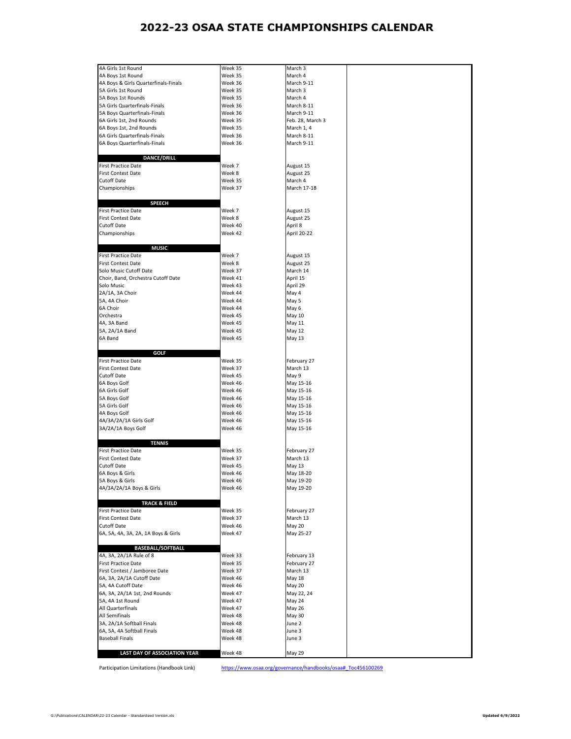# 2022-23 OSAA STATE CHAMPIONSHIPS CALENDAR

| | | |
|---|---|---|
| 4A Girls 1st Round | Week 35 | March 3 |
| 4A Boys 1st Round | Week 35 | March 4 |
| 4A Boys & Girls Quarterfinals-Finals | Week 36 | March 9-11 |
| 5A Girls 1st Round | Week 35 | March 3 |
| 5A Boys 1st Rounds | Week 35 | March 4 |
| 5A Girls Quarterfinals-Finals | Week 36 | March 8-11 |
| 5A Boys Quarterfinals-Finals | Week 36 | March 9-11 |
| 6A Girls 1st, 2nd Rounds | Week 35 | Feb. 28, March 3 |
| 6A Boys 1st, 2nd Rounds | Week 35 | March 1, 4 |
| 6A Girls Quarterfinals-Finals | Week 36 | March 8-11 |
| 6A Boys Quarterfinals-Finals | Week 36 | March 9-11 |
| **DANCE/DRILL** | | |
| First Practice Date | Week 7 | August 15 |
| First Contest Date | Week 8 | August 25 |
| Cutoff Date | Week 35 | March 4 |
| Championships | Week 37 | March 17-18 |
| **SPEECH** | | |
| First Practice Date | Week 7 | August 15 |
| First Contest Date | Week 8 | August 25 |
| Cutoff Date | Week 40 | April 8 |
| Championships | Week 42 | April 20-22 |
| **MUSIC** | | |
| First Practice Date | Week 7 | August 15 |
| First Contest Date | Week 8 | August 25 |
| Solo Music Cutoff Date | Week 37 | March 14 |
| Choir, Band, Orchestra Cutoff Date | Week 41 | April 15 |
| Solo Music | Week 43 | April 29 |
| 2A/1A, 3A Choir | Week 44 | May 4 |
| 5A, 4A Choir | Week 44 | May 5 |
| 6A Choir | Week 44 | May 6 |
| Orchestra | Week 45 | May 10 |
| 4A, 3A Band | Week 45 | May 11 |
| 5A, 2A/1A Band | Week 45 | May 12 |
| 6A Band | Week 45 | May 13 |
| **GOLF** | | |
| First Practice Date | Week 35 | February 27 |
| First Contest Date | Week 37 | March 13 |
| Cutoff Date | Week 45 | May 9 |
| 6A Boys Golf | Week 46 | May 15-16 |
| 6A Girls Golf | Week 46 | May 15-16 |
| 5A Boys Golf | Week 46 | May 15-16 |
| 5A Girls Golf | Week 46 | May 15-16 |
| 4A Boys Golf | Week 46 | May 15-16 |
| 4A/3A/2A/1A Girls Golf | Week 46 | May 15-16 |
| 3A/2A/1A Boys Golf | Week 46 | May 15-16 |
| **TENNIS** | | |
| First Practice Date | Week 35 | February 27 |
| First Contest Date | Week 37 | March 13 |
| Cutoff Date | Week 45 | May 13 |
| 6A Boys & Girls | Week 46 | May 18-20 |
| 5A Boys & Girls | Week 46 | May 19-20 |
| 4A/3A/2A/1A Boys & Girls | Week 46 | May 19-20 |
| **TRACK & FIELD** | | |
| First Practice Date | Week 35 | February 27 |
| First Contest Date | Week 37 | March 13 |
| Cutoff Date | Week 46 | May 20 |
| 6A, 5A, 4A, 3A, 2A, 1A Boys & Girls | Week 47 | May 25-27 |
| **BASEBALL/SOFTBALL** | | |
| 4A, 3A, 2A/1A Rule of 8 | Week 33 | February 13 |
| First Practice Date | Week 35 | February 27 |
| First Contest / Jamboree Date | Week 37 | March 13 |
| 6A, 3A, 2A/1A Cutoff Date | Week 46 | May 18 |
| 5A, 4A Cutoff Date | Week 46 | May 20 |
| 6A, 3A, 2A/1A 1st, 2nd Rounds | Week 47 | May 22, 24 |
| 5A, 4A 1st Round | Week 47 | May 24 |
| All Quarterfinals | Week 47 | May 26 |
| All Semifinals | Week 48 | May 30 |
| 3A, 2A/1A Softball Finals | Week 48 | June 2 |
| 6A, 5A, 4A Softball Finals | Week 48 | June 3 |
| Baseball Finals | Week 48 | June 3 |
| **LAST DAY OF ASSOCIATION YEAR** | Week 48 | May 29 |

Participation Limitations (Handbook Link) https://www.osaa.org/governance/handbooks/osaa#_Toc456100269

G:\Publications\CALENDAR\22-23 Calendar - Standardized Version.xls

**Updated 6/9/2022**